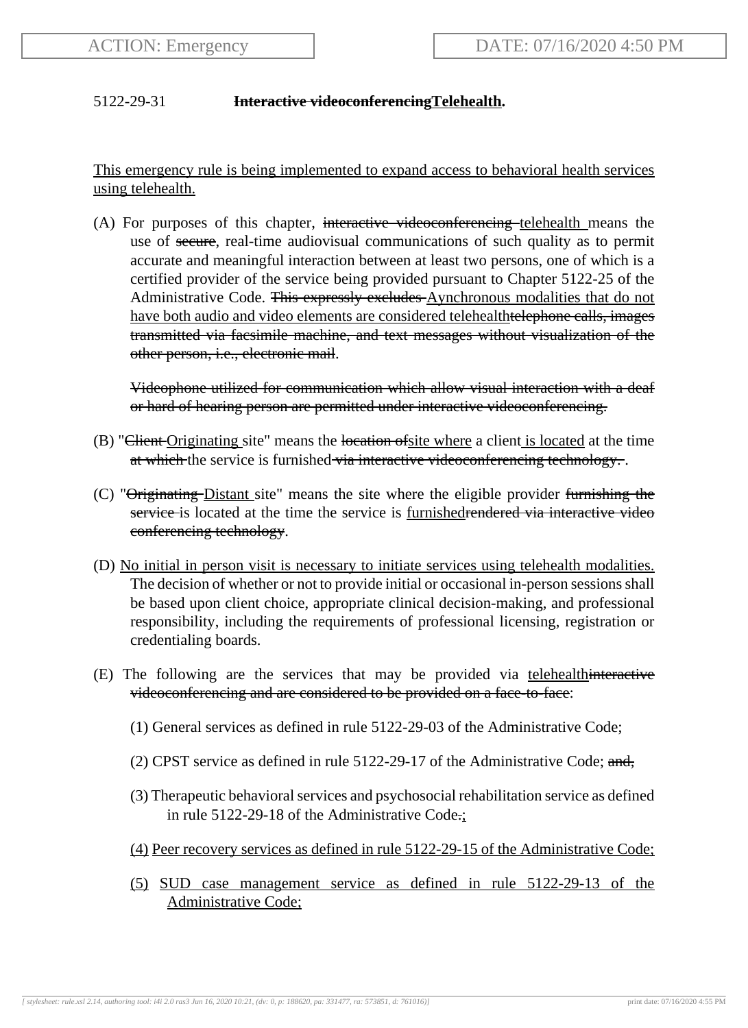5122-29-31 **~~Interactive videoconferencing~~<u>Telehealth</u>.**

<u>This emergency rule is being implemented to expand access to behavioral health services using telehealth.</u>

(A) For purposes of this chapter, ~~interactive videoconferencing~~ <u>telehealth</u> means the use of ~~secure~~, real-time audiovisual communications of such quality as to permit accurate and meaningful interaction between at least two persons, one of which is a certified provider of the service being provided pursuant to Chapter 5122-25 of the Administrative Code. ~~This expressly excludes~~ <u>Aynchronous modalities that do not have both audio and video elements are considered telehealth</u>~~telephone calls, images transmitted via facsimile machine, and text messages without visualization of the other person, i.e., electronic mail~~.

~~Videophone utilized for communication which allow visual interaction with a deaf or hard of hearing person are permitted under interactive videoconferencing.~~

(B) "~~Client~~ <u>Originating</u> site" means the ~~location of~~<u>site where</u> a client <u>is located</u> at the time ~~at which~~ the service is furnished ~~via interactive videoconferencing technology.~~ .

(C) "~~Originating~~ <u>Distant</u> site" means the site where the eligible provider ~~furnishing the service~~ is located at the time the service is <u>furnished</u>~~rendered via interactive video conferencing technology~~.

(D) <u>No initial in person visit is necessary to initiate services using telehealth modalities.</u> The decision of whether or not to provide initial or occasional in-person sessions shall be based upon client choice, appropriate clinical decision-making, and professional responsibility, including the requirements of professional licensing, registration or credentialing boards.

(E) The following are the services that may be provided via <u>telehealth</u>~~interactive videoconferencing and are considered to be provided on a face-to-face~~:

(1) General services as defined in rule 5122-29-03 of the Administrative Code;

(2) CPST service as defined in rule 5122-29-17 of the Administrative Code; ~~and,~~

(3) Therapeutic behavioral services and psychosocial rehabilitation service as defined in rule 5122-29-18 of the Administrative Code~~.~~<u>;</u>

<u>(4) Peer recovery services as defined in rule 5122-29-15 of the Administrative Code;</u>

<u>(5) SUD case management service as defined in rule 5122-29-13 of the Administrative Code;</u>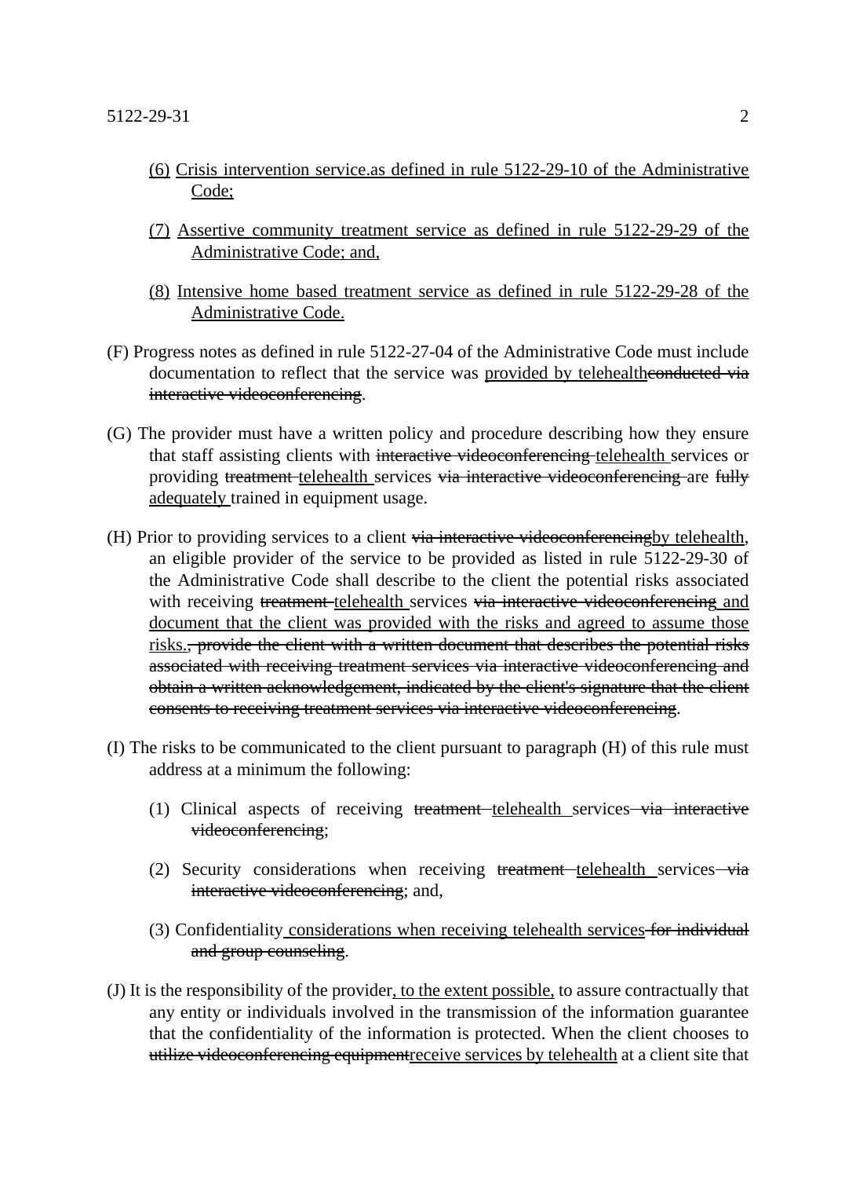(6) <u>Crisis intervention service.as defined in rule 5122-29-10 of the Administrative Code;</u>

(7) <u>Assertive community treatment service as defined in rule 5122-29-29 of the Administrative Code; and,</u>

(8) <u>Intensive home based treatment service as defined in rule 5122-29-28 of the Administrative Code.</u>

(F) Progress notes as defined in rule 5122-27-04 of the Administrative Code must include documentation to reflect that the service was <u>provided by telehealth</u>~~conducted via interactive videoconferencing~~.

(G) The provider must have a written policy and procedure describing how they ensure that staff assisting clients with ~~interactive videoconferencing~~ <u>telehealth</u> services or providing ~~treatment~~ <u>telehealth</u> services ~~via interactive videoconferencing~~ are ~~fully~~ <u>adequately</u> trained in equipment usage.

(H) Prior to providing services to a client ~~via interactive videoconferencing~~<u>by telehealth</u>, an eligible provider of the service to be provided as listed in rule 5122-29-30 of the Administrative Code shall describe to the client the potential risks associated with receiving ~~treatment~~ <u>telehealth</u> services ~~via interactive videoconferencing~~ <u>and document that the client was provided with the risks and agreed to assume those risks.</u>~~, provide the client with a written document that describes the potential risks associated with receiving treatment services via interactive videoconferencing and obtain a written acknowledgement, indicated by the client's signature that the client consents to receiving treatment services via interactive videoconferencing~~.

(I) The risks to be communicated to the client pursuant to paragraph (H) of this rule must address at a minimum the following:

(1) Clinical aspects of receiving ~~treatment~~ <u>telehealth</u> services ~~via interactive videoconferencing~~;

(2) Security considerations when receiving ~~treatment~~ <u>telehealth</u> services ~~via interactive videoconferencing~~; and,

(3) Confidentiality <u>considerations when receiving telehealth services</u> ~~for individual and group counseling~~.

(J) It is the responsibility of the provider<u>, to the extent possible,</u> to assure contractually that any entity or individuals involved in the transmission of the information guarantee that the confidentiality of the information is protected. When the client chooses to ~~utilize videoconferencing equipment~~<u>receive services by telehealth</u> at a client site that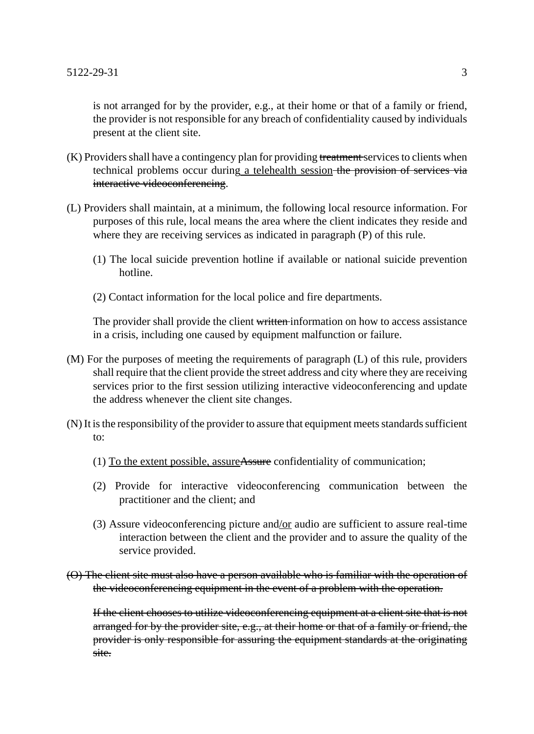is not arranged for by the provider, e.g., at their home or that of a family or friend, the provider is not responsible for any breach of confidentiality caused by individuals present at the client site.

(K) Providers shall have a contingency plan for providing ~~treatment~~ services to clients when technical problems occur during a telehealth session ~~the provision of services via interactive videoconferencing~~.

(L) Providers shall maintain, at a minimum, the following local resource information. For purposes of this rule, local means the area where the client indicates they reside and where they are receiving services as indicated in paragraph (P) of this rule.

(1) The local suicide prevention hotline if available or national suicide prevention hotline.

(2) Contact information for the local police and fire departments.

The provider shall provide the client ~~written~~ information on how to access assistance in a crisis, including one caused by equipment malfunction or failure.

(M) For the purposes of meeting the requirements of paragraph (L) of this rule, providers shall require that the client provide the street address and city where they are receiving services prior to the first session utilizing interactive videoconferencing and update the address whenever the client site changes.

(N) It is the responsibility of the provider to assure that equipment meets standards sufficient to:

(1) To the extent possible, assure~~Assure~~ confidentiality of communication;

(2) Provide for interactive videoconferencing communication between the practitioner and the client; and

(3) Assure videoconferencing picture and/or audio are sufficient to assure real-time interaction between the client and the provider and to assure the quality of the service provided.

~~(O) The client site must also have a person available who is familiar with the operation of the videoconferencing equipment in the event of a problem with the operation.~~

~~If the client chooses to utilize videoconferencing equipment at a client site that is not arranged for by the provider site, e.g., at their home or that of a family or friend, the provider is only responsible for assuring the equipment standards at the originating site.~~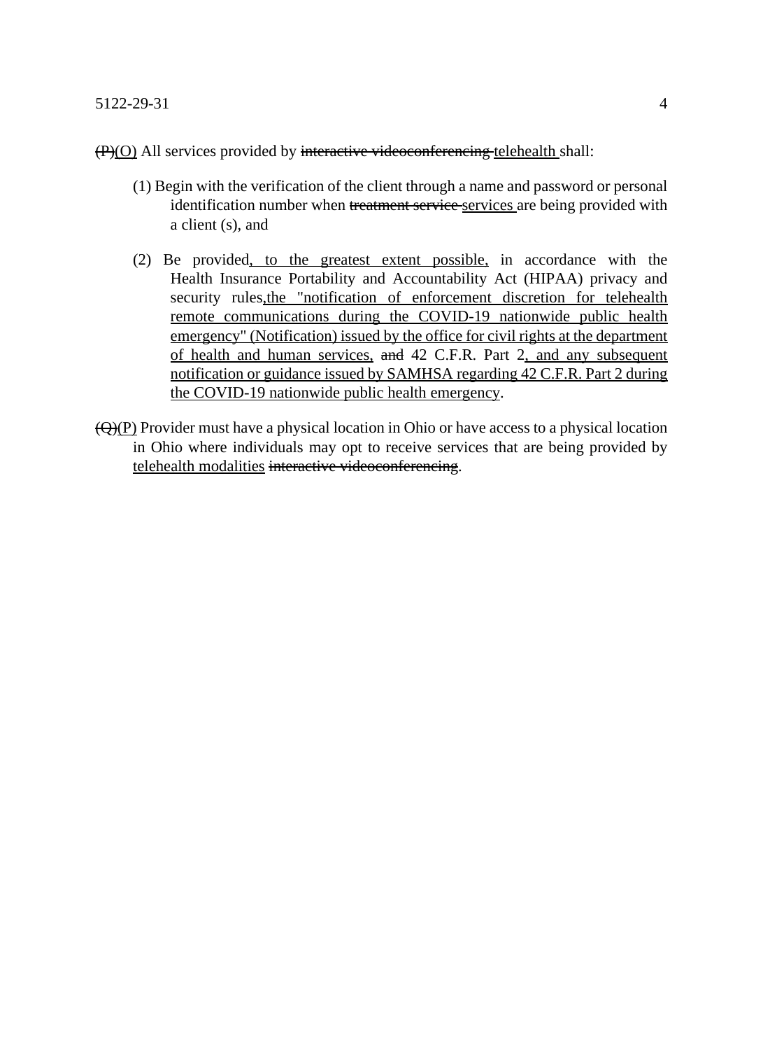~~(P)~~<u>(O)</u> All services provided by ~~interactive videoconferencing~~ <u>telehealth</u> shall:

(1) Begin with the verification of the client through a name and password or personal identification number when ~~treatment service~~ <u>services</u> are being provided with a client (s), and

(2) Be provided<u>, to the greatest extent possible,</u> in accordance with the Health Insurance Portability and Accountability Act (HIPAA) privacy and security rules<u>,the "notification of enforcement discretion for telehealth remote communications during the COVID-19 nationwide public health emergency" (Notification) issued by the office for civil rights at the department of health and human services,</u> ~~and~~ 42 C.F.R. Part 2<u>, and any subsequent notification or guidance issued by SAMHSA regarding 42 C.F.R. Part 2 during the COVID-19 nationwide public health emergency</u>.

~~(Q)~~<u>(P)</u> Provider must have a physical location in Ohio or have access to a physical location in Ohio where individuals may opt to receive services that are being provided by <u>telehealth modalities</u> ~~interactive videoconferencing~~.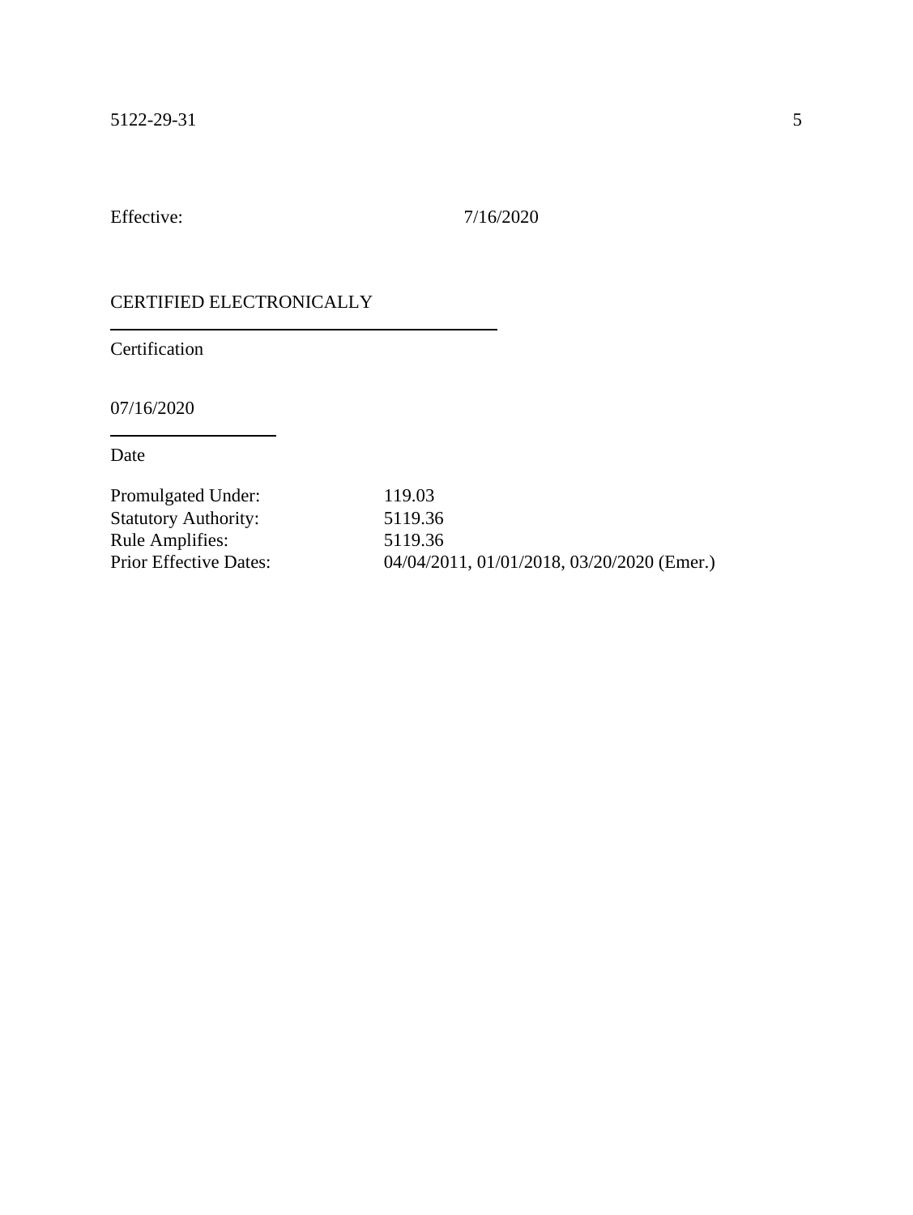Effective: 7/16/2020

CERTIFIED ELECTRONICALLY

---

Certification

07/16/2020

---

Date

| | |
|---|---|
| Promulgated Under: | 119.03 |
| Statutory Authority: | 5119.36 |
| Rule Amplifies: | 5119.36 |
| Prior Effective Dates: | 04/04/2011, 01/01/2018, 03/20/2020 (Emer.) |